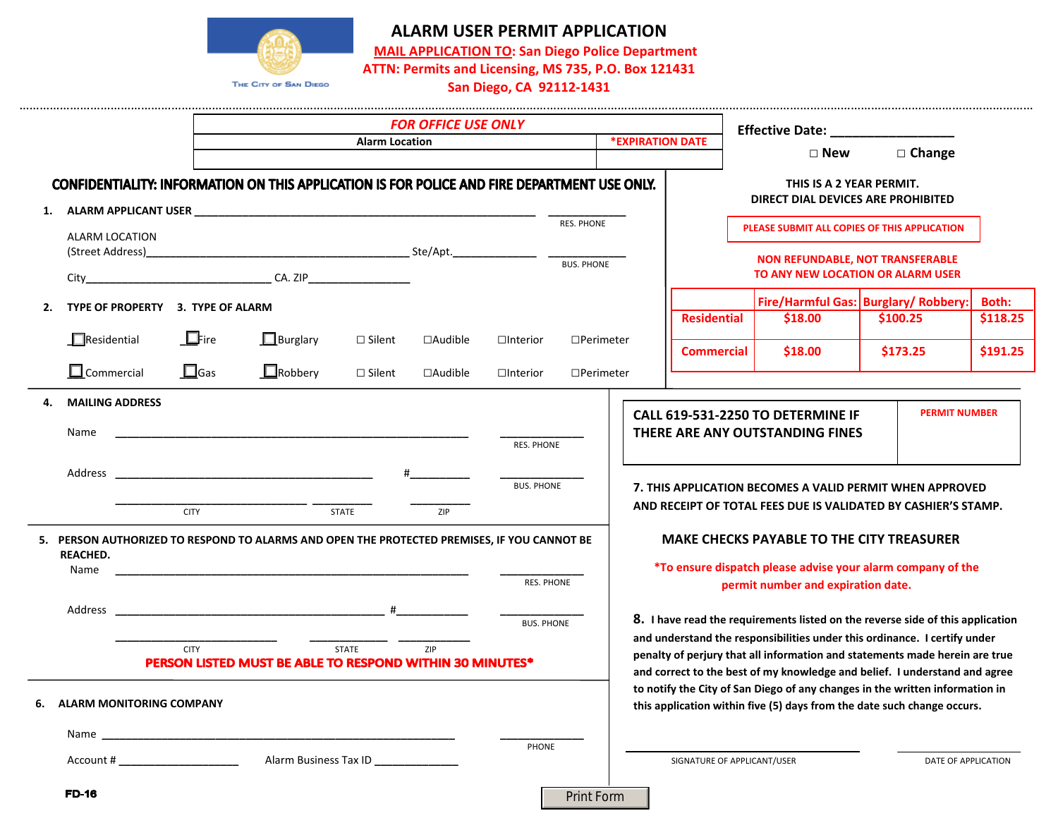THE CITY OF SAN DIEGO

# ALARM USER PERMIT APPLICATION

**MAIL APPLICATION TO: San Diego Police Department**
**ATTN: Permits and Licensing, MS 735, P.O. Box 121431**
**San Diego, CA 92112-1431**

| *FOR OFFICE USE ONLY* | |
|---|---|
| Alarm Location | *EXPIRATION DATE |
| | |

**Effective Date: ________________**

☐ New ☐ Change

**THIS IS A 2 YEAR PERMIT.**
**DIRECT DIAL DEVICES ARE PROHIBITED**

PLEASE SUBMIT ALL COPIES OF THIS APPLICATION

**NON REFUNDABLE, NOT TRANSFERABLE TO ANY NEW LOCATION OR ALARM USER**

| | Fire/Harmful Gas: | Burglary/ Robbery: | Both: |
|---|---|---|---|
| Residential | $18.00 | $100.25 | $118.25 |
| Commercial | $18.00 | $173.25 | $191.25 |

**CONFIDENTIALITY: INFORMATION ON THIS APPLICATION IS FOR POLICE AND FIRE DEPARTMENT USE ONLY.**

1. **ALARM APPLICANT USER** ________________________________________ ____________ RES. PHONE

   ALARM LOCATION
   (Street Address)________________________________ Ste/Apt.____________ ____________ BUS. PHONE

   City________________________ CA. ZIP______________

2. **TYPE OF PROPERTY** 3. **TYPE OF ALARM**

   ☐ Residential ☐ Fire ☐ Burglary ☐ Silent ☐ Audible ☐ Interior ☐ Perimeter

   ☐ Commercial ☐ Gas ☐ Robbery ☐ Silent ☐ Audible ☐ Interior ☐ Perimeter

4. **MAILING ADDRESS**

   Name ________________________________________ ____________ RES. PHONE

   Address ________________________________ #__________ ____________ BUS. PHONE

   ________________ CITY ________ STATE ________ ZIP

5. **PERSON AUTHORIZED TO RESPOND TO ALARMS AND OPEN THE PROTECTED PREMISES, IF YOU CANNOT BE REACHED.**

   Name ________________________________________ ____________ RES. PHONE

   Address ________________________________ #__________ ____________ BUS. PHONE

   ________________ CITY ________ STATE ________ ZIP

   **PERSON LISTED MUST BE ABLE TO RESPOND WITHIN 30 MINUTES***

6. **ALARM MONITORING COMPANY**

   Name ________________________________________ ____________ PHONE

   Account # ________________ Alarm Business Tax ID ____________

| CALL 619-531-2250 TO DETERMINE IF THERE ARE ANY OUTSTANDING FINES | PERMIT NUMBER |
|---|---|

7. **THIS APPLICATION BECOMES A VALID PERMIT WHEN APPROVED AND RECEIPT OF TOTAL FEES DUE IS VALIDATED BY CASHIER'S STAMP.**

**MAKE CHECKS PAYABLE TO THE CITY TREASURER**

***To ensure dispatch please advise your alarm company of the permit number and expiration date.**

8. **I have read the requirements listed on the reverse side of this application and understand the responsibilities under this ordinance. I certify under penalty of perjury that all information and statements made herein are true and correct to the best of my knowledge and belief. I understand and agree to notify the City of San Diego of any changes in the written information in this application within five (5) days from the date such change occurs.**

________________________ SIGNATURE OF APPLICANT/USER ____________ DATE OF APPLICATION

FD-16

Print Form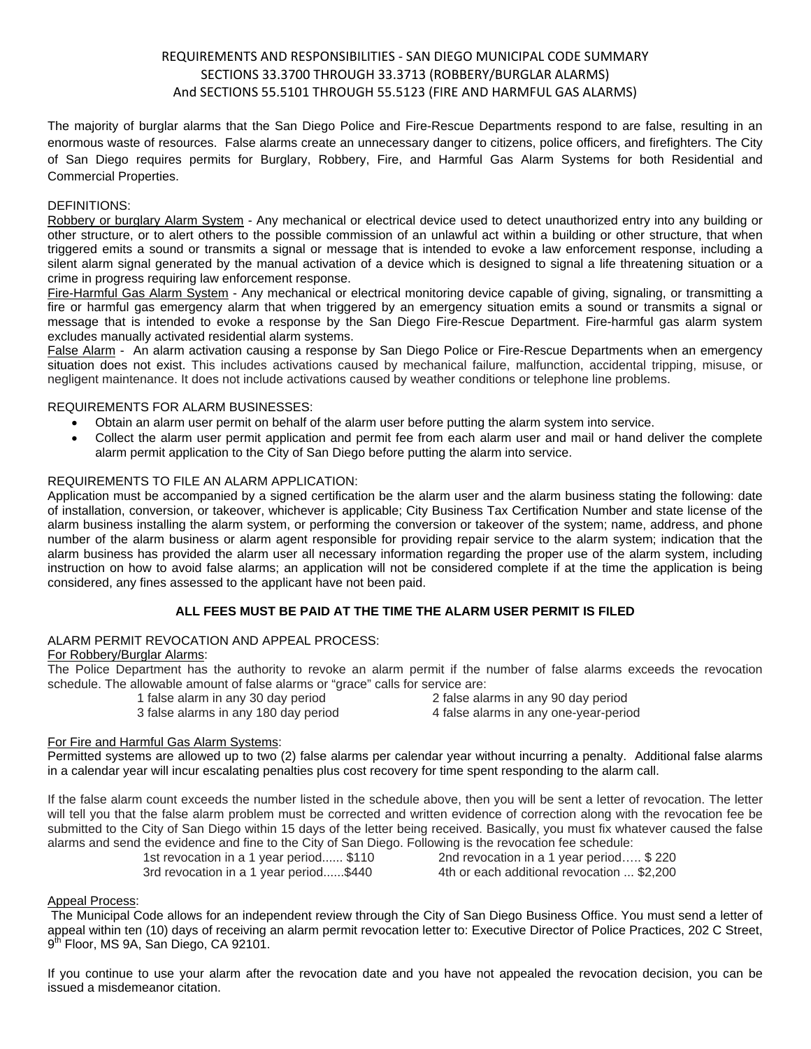# REQUIREMENTS AND RESPONSIBILITIES - SAN DIEGO MUNICIPAL CODE SUMMARY SECTIONS 33.3700 THROUGH 33.3713 (ROBBERY/BURGLAR ALARMS) And SECTIONS 55.5101 THROUGH 55.5123 (FIRE AND HARMFUL GAS ALARMS)

The majority of burglar alarms that the San Diego Police and Fire-Rescue Departments respond to are false, resulting in an enormous waste of resources. False alarms create an unnecessary danger to citizens, police officers, and firefighters. The City of San Diego requires permits for Burglary, Robbery, Fire, and Harmful Gas Alarm Systems for both Residential and Commercial Properties.

DEFINITIONS:

Robbery or burglary Alarm System - Any mechanical or electrical device used to detect unauthorized entry into any building or other structure, or to alert others to the possible commission of an unlawful act within a building or other structure, that when triggered emits a sound or transmits a signal or message that is intended to evoke a law enforcement response, including a silent alarm signal generated by the manual activation of a device which is designed to signal a life threatening situation or a crime in progress requiring law enforcement response.

Fire-Harmful Gas Alarm System - Any mechanical or electrical monitoring device capable of giving, signaling, or transmitting a fire or harmful gas emergency alarm that when triggered by an emergency situation emits a sound or transmits a signal or message that is intended to evoke a response by the San Diego Fire-Rescue Department. Fire-harmful gas alarm system excludes manually activated residential alarm systems.

False Alarm - An alarm activation causing a response by San Diego Police or Fire-Rescue Departments when an emergency situation does not exist. This includes activations caused by mechanical failure, malfunction, accidental tripping, misuse, or negligent maintenance. It does not include activations caused by weather conditions or telephone line problems.

REQUIREMENTS FOR ALARM BUSINESSES:

- Obtain an alarm user permit on behalf of the alarm user before putting the alarm system into service.
- Collect the alarm user permit application and permit fee from each alarm user and mail or hand deliver the complete alarm permit application to the City of San Diego before putting the alarm into service.

REQUIREMENTS TO FILE AN ALARM APPLICATION:

Application must be accompanied by a signed certification be the alarm user and the alarm business stating the following: date of installation, conversion, or takeover, whichever is applicable; City Business Tax Certification Number and state license of the alarm business installing the alarm system, or performing the conversion or takeover of the system; name, address, and phone number of the alarm business or alarm agent responsible for providing repair service to the alarm system; indication that the alarm business has provided the alarm user all necessary information regarding the proper use of the alarm system, including instruction on how to avoid false alarms; an application will not be considered complete if at the time the application is being considered, any fines assessed to the applicant have not been paid.

**ALL FEES MUST BE PAID AT THE TIME THE ALARM USER PERMIT IS FILED**

ALARM PERMIT REVOCATION AND APPEAL PROCESS:

For Robbery/Burglar Alarms:

The Police Department has the authority to revoke an alarm permit if the number of false alarms exceeds the revocation schedule. The allowable amount of false alarms or "grace" calls for service are:

| | |
|---|---|
| 1 false alarm in any 30 day period | 2 false alarms in any 90 day period |
| 3 false alarms in any 180 day period | 4 false alarms in any one-year-period |

For Fire and Harmful Gas Alarm Systems:

Permitted systems are allowed up to two (2) false alarms per calendar year without incurring a penalty. Additional false alarms in a calendar year will incur escalating penalties plus cost recovery for time spent responding to the alarm call.

If the false alarm count exceeds the number listed in the schedule above, then you will be sent a letter of revocation. The letter will tell you that the false alarm problem must be corrected and written evidence of correction along with the revocation fee be submitted to the City of San Diego within 15 days of the letter being received. Basically, you must fix whatever caused the false alarms and send the evidence and fine to the City of San Diego. Following is the revocation fee schedule:

| | |
|---|---|
| 1st revocation in a 1 year period...... $110 | 2nd revocation in a 1 year period….. $ 220 |
| 3rd revocation in a 1 year period......$440 | 4th or each additional revocation ... $2,200 |

Appeal Process:

The Municipal Code allows for an independent review through the City of San Diego Business Office. You must send a letter of appeal within ten (10) days of receiving an alarm permit revocation letter to: Executive Director of Police Practices, 202 C Street, 9th Floor, MS 9A, San Diego, CA 92101.

If you continue to use your alarm after the revocation date and you have not appealed the revocation decision, you can be issued a misdemeanor citation.